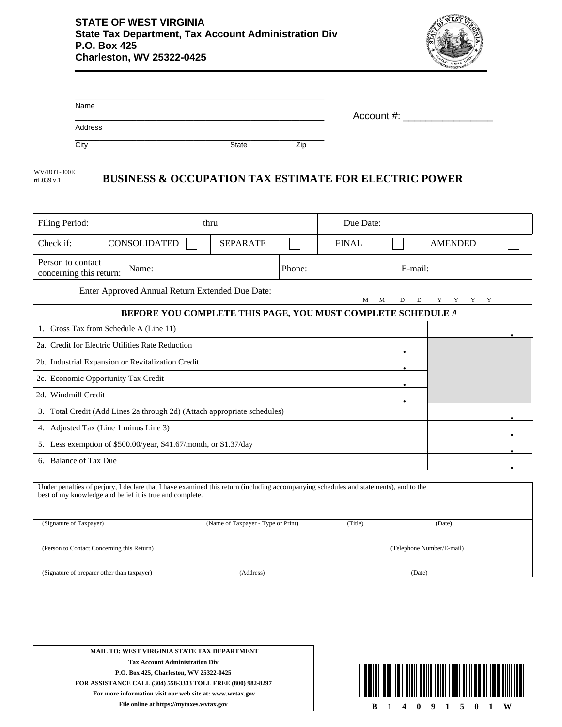**STATE OF WEST VIRGINIA**
**State Tax Department, Tax Account Administration Div**
**P.O. Box 425**
**Charleston, WV 25322-0425**

Name

Address

City State Zip

Account #: ________________

WV/BOT-300E
rtL039 v.1

# BUSINESS & OCCUPATION TAX ESTIMATE FOR ELECTRIC POWER

| Filing Period: | thru | | Due Date: | |
|---|---|---|---|---|
| Check if: | CONSOLIDATED ☐ | SEPARATE ☐ | FINAL ☐ | AMENDED ☐ |
| Person to contact concerning this return: | Name: | | Phone: | E-mail: |
| Enter Approved Annual Return Extended Due Date: | | | M M D D Y Y Y Y | |

**BEFORE YOU COMPLETE THIS PAGE, YOU MUST COMPLETE SCHEDULE A**

| Line | | |
|---|---|---|
| 1. Gross Tax from Schedule A (Line 11) | | . |
| 2a. Credit for Electric Utilities Rate Reduction | . | |
| 2b. Industrial Expansion or Revitalization Credit | . | |
| 2c. Economic Opportunity Tax Credit | . | |
| 2d. Windmill Credit | . | |
| 3. Total Credit (Add Lines 2a through 2d) (Attach appropriate schedules) | | . |
| 4. Adjusted Tax (Line 1 minus Line 3) | | . |
| 5. Less exemption of $500.00/year, $41.67/month, or $1.37/day | | . |
| 6. Balance of Tax Due | | . |

Under penalties of perjury, I declare that I have examined this return (including accompanying schedules and statements), and to the best of my knowledge and belief it is true and complete.

(Signature of Taxpayer) (Name of Taxpayer - Type or Print) (Title) (Date)

(Person to Contact Concerning this Return) (Telephone Number/E-mail)

(Signature of preparer other than taxpayer) (Address) (Date)

**MAIL TO: WEST VIRGINIA STATE TAX DEPARTMENT**
**Tax Account Administration Div**
**P.O. Box 425, Charleston, WV 25322-0425**
**FOR ASSISTANCE CALL (304) 558-3333 TOLL FREE (800) 982-8297**
**For more information visit our web site at: www.wvtax.gov**
**File online at https://mytaxes.wvtax.gov**

B 1 4 0 9 1 5 0 1 W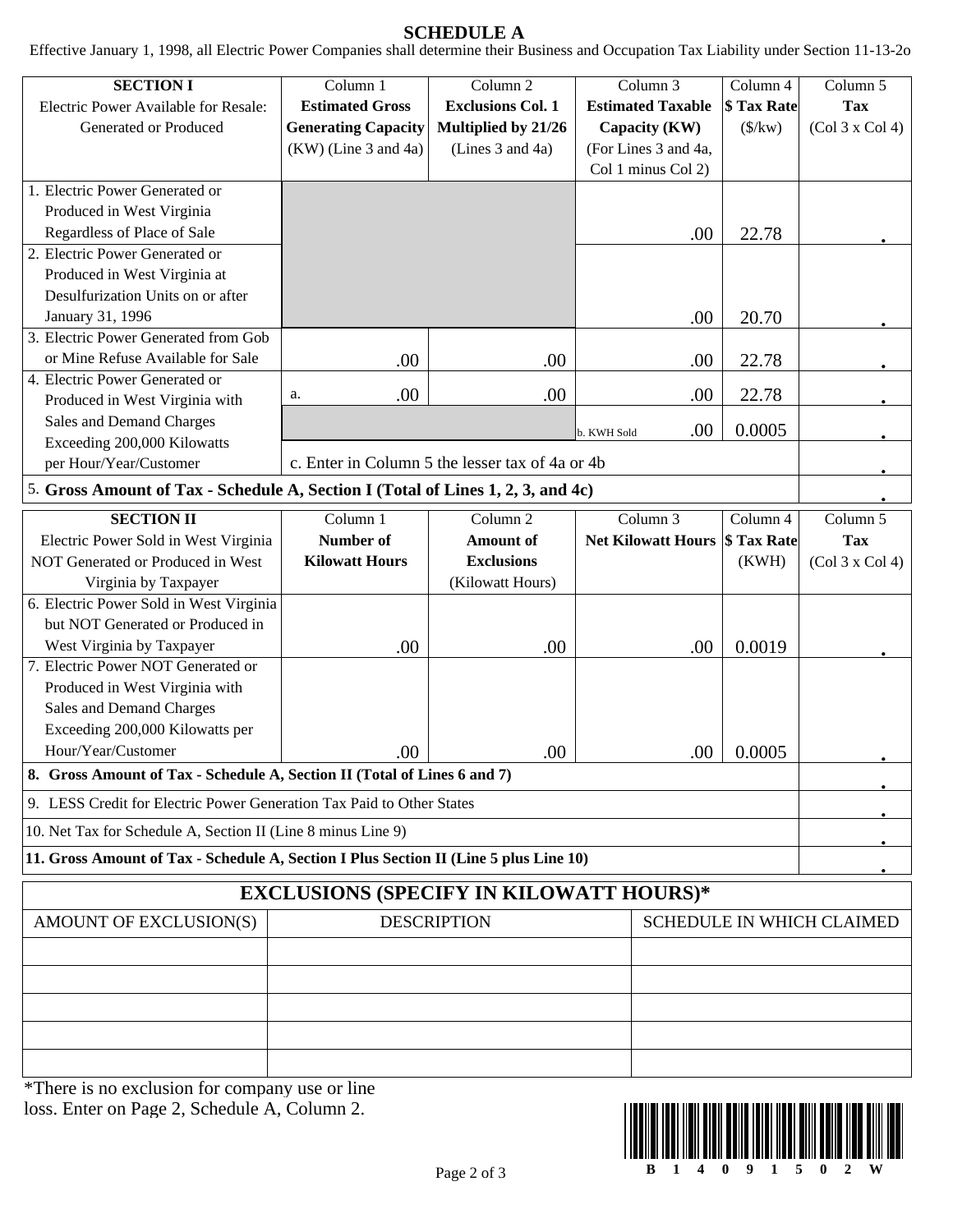# SCHEDULE A

Effective January 1, 1998, all Electric Power Companies shall determine their Business and Occupation Tax Liability under Section 11-13-2o

| SECTION I<br>Electric Power Available for Resale: Generated or Produced | Column 1<br>**Estimated Gross Generating Capacity** (KW) (Line 3 and 4a) | Column 2<br>**Exclusions Col. 1 Multiplied by 21/26** (Lines 3 and 4a) | Column 3<br>**Estimated Taxable Capacity (KW)** (For Lines 3 and 4a, Col 1 minus Col 2) | Column 4<br>**$ Tax Rate** ($/kw) | Column 5<br>**Tax** (Col 3 x Col 4) |
|---|---|---|---|---|---|
| 1. Electric Power Generated or Produced in West Virginia Regardless of Place of Sale | | | .00 | 22.78 | . |
| 2. Electric Power Generated or Produced in West Virginia at Desulfurization Units on or after January 31, 1996 | | | .00 | 20.70 | . |
| 3. Electric Power Generated from Gob or Mine Refuse Available for Sale | .00 | .00 | .00 | 22.78 | . |
| 4. Electric Power Generated or Produced in West Virginia with Sales and Demand Charges Exceeding 200,000 Kilowatts per Hour/Year/Customer | a. .00 | .00 | .00 | 22.78 | . |
| | | | b. KWH Sold .00 | 0.0005 | . |
| | c. Enter in Column 5 the lesser tax of 4a or 4b | | | | . |
| 5. **Gross Amount of Tax - Schedule A, Section I (Total of Lines 1, 2, 3, and 4c)** | | | | | . |

| SECTION II<br>Electric Power Sold in West Virginia NOT Generated or Produced in West Virginia by Taxpayer | Column 1<br>**Number of Kilowatt Hours** | Column 2<br>**Amount of Exclusions** (Kilowatt Hours) | Column 3<br>**Net Kilowatt Hours** | Column 4<br>**$ Tax Rate** (KWH) | Column 5<br>**Tax** (Col 3 x Col 4) |
|---|---|---|---|---|---|
| 6. Electric Power Sold in West Virginia but NOT Generated or Produced in West Virginia by Taxpayer | .00 | .00 | .00 | 0.0019 | . |
| 7. Electric Power NOT Generated or Produced in West Virginia with Sales and Demand Charges Exceeding 200,000 Kilowatts per Hour/Year/Customer | .00 | .00 | .00 | 0.0005 | . |
| **8. Gross Amount of Tax - Schedule A, Section II (Total of Lines 6 and 7)** | | | | | . |
| 9. LESS Credit for Electric Power Generation Tax Paid to Other States | | | | | . |
| 10. Net Tax for Schedule A, Section II (Line 8 minus Line 9) | | | | | . |
| **11. Gross Amount of Tax - Schedule A, Section I Plus Section II (Line 5 plus Line 10)** | | | | | . |

## EXCLUSIONS (SPECIFY IN KILOWATT HOURS)*

| AMOUNT OF EXCLUSION(S) | DESCRIPTION | SCHEDULE IN WHICH CLAIMED |
|---|---|---|
| | | |
| | | |
| | | |
| | | |
| | | |

*There is no exclusion for company use or line loss. Enter on Page 2, Schedule A, Column 2.

B 1 4 0 9 1 5 0 2 W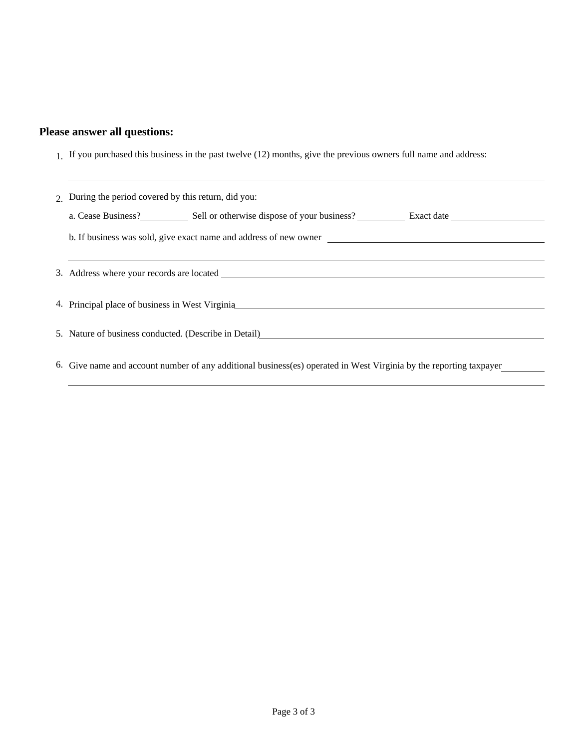**Please answer all questions:**

1. If you purchased this business in the past twelve (12) months, give the previous owners full name and address:

   ______________________________________________________________________________

2. During the period covered by this return, did you:

   a. Cease Business? __________ Sell or otherwise dispose of your business? __________ Exact date ____________________

   b. If business was sold, give exact name and address of new owner ____________________________________________

   ______________________________________________________________________________

3. Address where your records are located ______________________________________________________________

4. Principal place of business in West Virginia____________________________________________________________

5. Nature of business conducted. (Describe in Detail)______________________________________________________

6. Give name and account number of any additional business(es) operated in West Virginia by the reporting taxpayer_________

   ______________________________________________________________________________